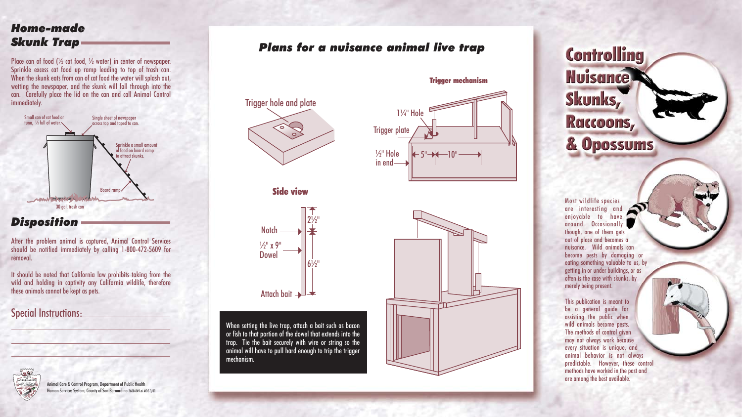## *Home-made Skunk Trap*

Place can of food (½ cat food, ½ water) in center of newspaper. Sprinkle excess cat food up ramp leading to top of trash can. When the skunk eats from can of cat food the water will splash out, wetting the newspaper, and the skunk will fall through into the can. Carefully place the lid on the can and call Animal Control immediately.

Small can of cat food or tuna, ½ full of water.

Single sheet of newspaper across top and taped to can.

Sprinkle a small amount of food on board ramp to attract skunks.

Board ramp

30 gal. trash can

## *Disposition*

After the problem animal is captured, Animal Control Services should be notified immediately by calling 1-800-472-5609 for removal.

It should be noted that California law prohibits taking from the wild and holding in captivity any California wildlife, therefore these animals cannot be kept as pets.

Special Instructions:\_\_\_\_\_\_\_\_\_\_\_\_\_\_\_\_\_\_\_\_

Animal Care & Control Program, Department of Public Health
Human Services System, County of San Bernardino 2600-849.ai MDS 3/01

## *Plans for a nuisance animal live trap*

Trigger hole and plate

**Trigger mechanism**

1¼" Hole

Trigger plate

½" Hole in end

5"

10"

**Side view**

2½"

Notch

½" x 9" Dowel

6½"

Attach bait

When setting the live trap, attach a bait such as bacon or fish to that portion of the dowel that extends into the trap. Tie the bait securely with wire or string so the animal will have to pull hard enough to trip the trigger mechanism.

# Controlling Nuisance Skunks, Raccoons, & Opossums

Most wildlife species are interesting and enjoyable to have around. Occasionally though, one of them gets out of place and becomes a nuisance. Wild animals can become pests by damaging or eating something valuable to us, by getting in or under buildings, or as often is the case with skunks, by merely being present.

This publication is meant to be a general guide for assisting the public when wild animals become pests. The methods of control given may not always work because every situation is unique, and animal behavior is not always predictable. However, these control methods have worked in the past and are among the best available.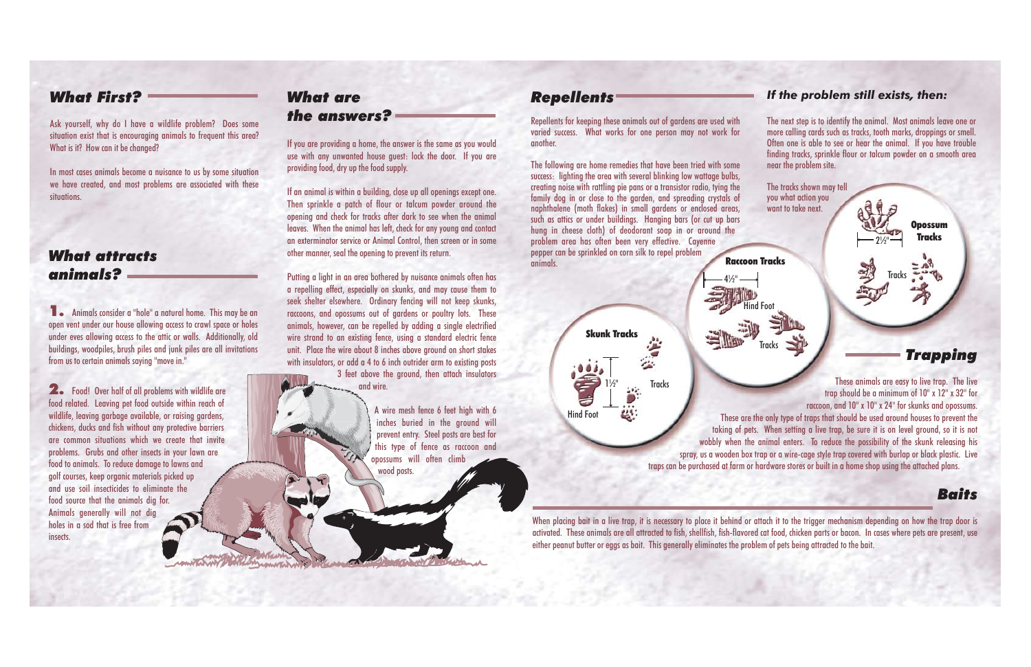## What First?

Ask yourself, why do I have a wildlife problem? Does some situation exist that is encouraging animals to frequent this area? What is it? How can it be changed?

In most cases animals become a nuisance to us by some situation we have created, and most problems are associated with these situations.

## What attracts animals?

**1.** Animals consider a "hole" a natural home. This may be an open vent under our house allowing access to crawl space or holes under eves allowing access to the attic or walls. Additionally, old buildings, woodpiles, brush piles and junk piles are all invitations from us to certain animals saying "move in."

**2.** Food! Over half of all problems with wildlife are food related. Leaving pet food outside within reach of wildlife, leaving garbage available, or raising gardens, chickens, ducks and fish without any protective barriers are common situations which we create that invite problems. Grubs and other insects in your lawn are food to animals. To reduce damage to lawns and golf courses, keep organic materials picked up and use soil insecticides to eliminate the food source that the animals dig for. Animals generally will not dig holes in a sod that is free from insects.

## What are the answers?

If you are providing a home, the answer is the same as you would use with any unwanted house guest: lock the door. If you are providing food, dry up the food supply.

If an animal is within a building, close up all openings except one. Then sprinkle a patch of flour or talcum powder around the opening and check for tracks after dark to see when the animal leaves. When the animal has left, check for any young and contact an exterminator service or Animal Control, then screen or in some other manner, seal the opening to prevent its return.

Putting a light in an area bothered by nuisance animals often has a repelling effect, especially on skunks, and may cause them to seek shelter elsewhere. Ordinary fencing will not keep skunks, raccoons, and opossums out of gardens or poultry lots. These animals, however, can be repelled by adding a single electrified wire strand to an existing fence, using a standard electric fence unit. Place the wire about 8 inches above ground on short stakes with insulators, or add a 4 to 6 inch outrider arm to existing posts 3 feet above the ground, then attach insulators and wire.

A wire mesh fence 6 feet high with 6 inches buried in the ground will prevent entry. Steel posts are best for this type of fence as raccoon and opossums will often climb wood posts.

## Repellents

Repellents for keeping these animals out of gardens are used with varied success. What works for one person may not work for another.

The following are home remedies that have been tried with some success: lighting the area with several blinking low wattage bulbs, creating noise with rattling pie pans or a transistor radio, tying the family dog in or close to the garden, and spreading crystals of naphthalene (moth flakes) in small gardens or enclosed areas, such as attics or under buildings. Hanging bars (or cut up bars hung in cheese cloth) of deodorant soap in or around the problem area has often been very effective. Cayenne pepper can be sprinkled on corn silk to repel problem animals.

### If the problem still exists, then:

The next step is to identify the animal. Most animals leave one or more calling cards such as tracks, tooth marks, droppings or smell. Often one is able to see or hear the animal. If you have trouble finding tracks, sprinkle flour or talcum powder on a smooth area near the problem site.

The tracks shown may tell you what action you want to take next.

**Skunk Tracks**
Hind Foot
1½"
Tracks

**Raccoon Tracks**
4½"
Hind Foot
Tracks

**Opossum Tracks**
2½"
Tracks

## Trapping

These animals are easy to live trap. The live trap should be a minimum of 10" x 12" x 32" for raccoon, and 10" x 10" x 24" for skunks and opossums. These are the only type of traps that should be used around houses to prevent the taking of pets. When setting a live trap, be sure it is on level ground, so it is not wobbly when the animal enters. To reduce the possibility of the skunk releasing his spray, us a wooden box trap or a wire-cage style trap covered with burlap or black plastic. Live traps can be purchased at farm or hardware stores or built in a home shop using the attached plans.

## Baits

When placing bait in a live trap, it is necessary to place it behind or attach it to the trigger mechanism depending on how the trap door is activated. These animals are all attracted to fish, shellfish, fish-flavored cat food, chicken parts or bacon. In cases where pets are present, use either peanut butter or eggs as bait. This generally eliminates the problem of pets being attracted to the bait.